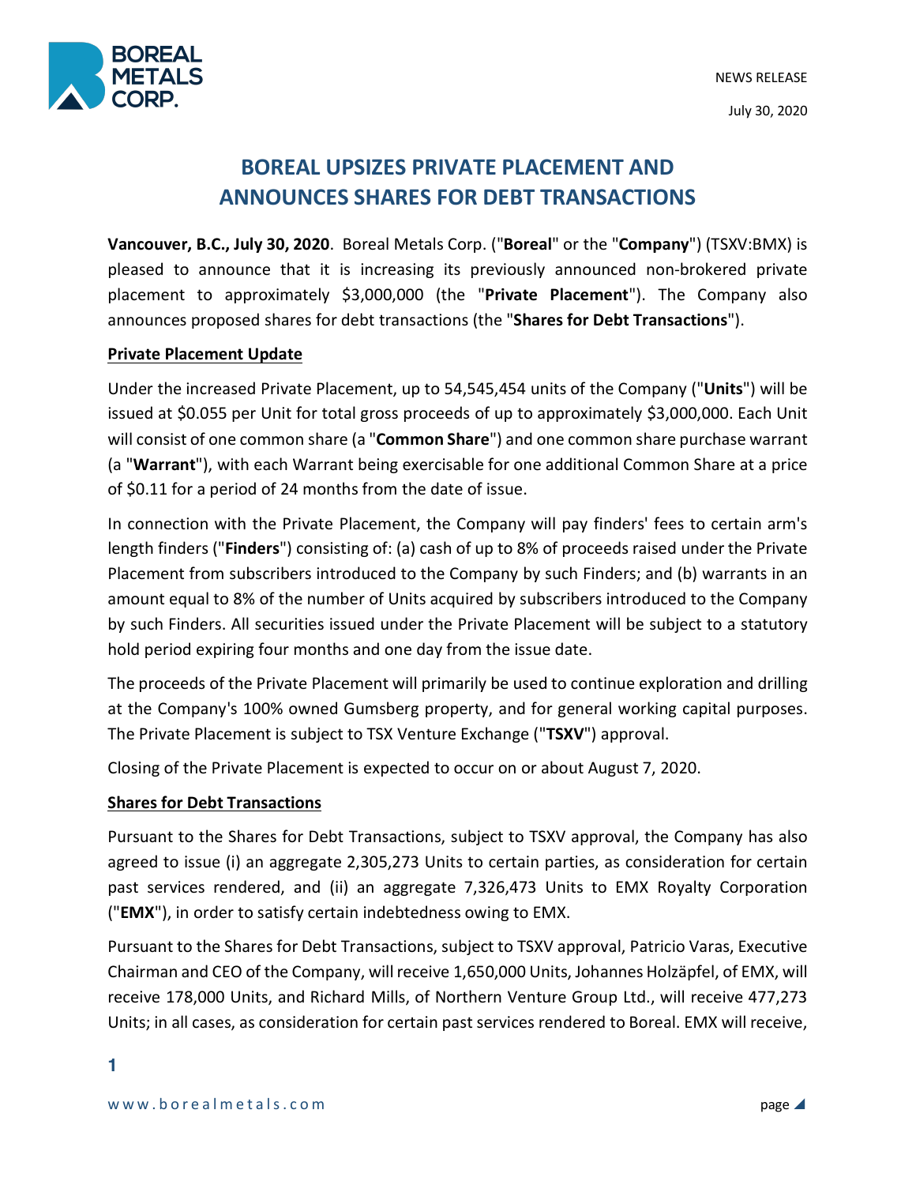NEWS RELEASE

July 30, 2020

# BOREAL UPSIZES PRIVATE PLACEMENT AND ANNOUNCES SHARES FOR DEBT TRANSACTIONS

**Vancouver, B.C., July 30, 2020**. Boreal Metals Corp. ("**Boreal**" or the "**Company**") (TSXV:BMX) is pleased to announce that it is increasing its previously announced non-brokered private placement to approximately $3,000,000 (the "**Private Placement**"). The Company also announces proposed shares for debt transactions (the "**Shares for Debt Transactions**").

## Private Placement Update

Under the increased Private Placement, up to 54,545,454 units of the Company ("**Units**") will be issued at $0.055 per Unit for total gross proceeds of up to approximately $3,000,000. Each Unit will consist of one common share (a "**Common Share**") and one common share purchase warrant (a "**Warrant**"), with each Warrant being exercisable for one additional Common Share at a price of $0.11 for a period of 24 months from the date of issue.

In connection with the Private Placement, the Company will pay finders' fees to certain arm's length finders ("**Finders**") consisting of: (a) cash of up to 8% of proceeds raised under the Private Placement from subscribers introduced to the Company by such Finders; and (b) warrants in an amount equal to 8% of the number of Units acquired by subscribers introduced to the Company by such Finders. All securities issued under the Private Placement will be subject to a statutory hold period expiring four months and one day from the issue date.

The proceeds of the Private Placement will primarily be used to continue exploration and drilling at the Company's 100% owned Gumsberg property, and for general working capital purposes. The Private Placement is subject to TSX Venture Exchange ("**TSXV**") approval.

Closing of the Private Placement is expected to occur on or about August 7, 2020.

## Shares for Debt Transactions

Pursuant to the Shares for Debt Transactions, subject to TSXV approval, the Company has also agreed to issue (i) an aggregate 2,305,273 Units to certain parties, as consideration for certain past services rendered, and (ii) an aggregate 7,326,473 Units to EMX Royalty Corporation ("**EMX**"), in order to satisfy certain indebtedness owing to EMX.

Pursuant to the Shares for Debt Transactions, subject to TSXV approval, Patricio Varas, Executive Chairman and CEO of the Company, will receive 1,650,000 Units, Johannes Holzäpfel, of EMX, will receive 178,000 Units, and Richard Mills, of Northern Venture Group Ltd., will receive 477,273 Units; in all cases, as consideration for certain past services rendered to Boreal. EMX will receive,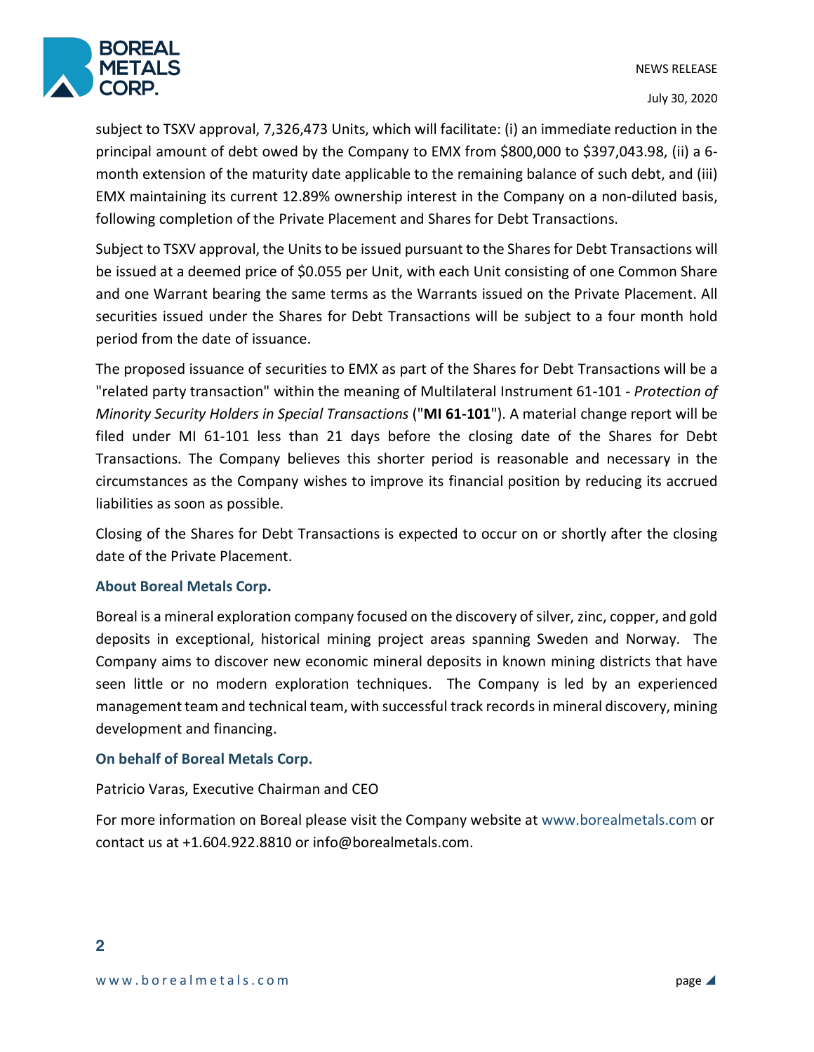subject to TSXV approval, 7,326,473 Units, which will facilitate: (i) an immediate reduction in the principal amount of debt owed by the Company to EMX from $800,000 to $397,043.98, (ii) a 6-month extension of the maturity date applicable to the remaining balance of such debt, and (iii) EMX maintaining its current 12.89% ownership interest in the Company on a non-diluted basis, following completion of the Private Placement and Shares for Debt Transactions.

Subject to TSXV approval, the Units to be issued pursuant to the Shares for Debt Transactions will be issued at a deemed price of $0.055 per Unit, with each Unit consisting of one Common Share and one Warrant bearing the same terms as the Warrants issued on the Private Placement. All securities issued under the Shares for Debt Transactions will be subject to a four month hold period from the date of issuance.

The proposed issuance of securities to EMX as part of the Shares for Debt Transactions will be a "related party transaction" within the meaning of Multilateral Instrument 61-101 - *Protection of Minority Security Holders in Special Transactions* ("**MI 61-101**"). A material change report will be filed under MI 61-101 less than 21 days before the closing date of the Shares for Debt Transactions. The Company believes this shorter period is reasonable and necessary in the circumstances as the Company wishes to improve its financial position by reducing its accrued liabilities as soon as possible.

Closing of the Shares for Debt Transactions is expected to occur on or shortly after the closing date of the Private Placement.

**About Boreal Metals Corp.**

Boreal is a mineral exploration company focused on the discovery of silver, zinc, copper, and gold deposits in exceptional, historical mining project areas spanning Sweden and Norway. The Company aims to discover new economic mineral deposits in known mining districts that have seen little or no modern exploration techniques. The Company is led by an experienced management team and technical team, with successful track records in mineral discovery, mining development and financing.

**On behalf of Boreal Metals Corp.**

Patricio Varas, Executive Chairman and CEO

For more information on Boreal please visit the Company website at www.borealmetals.com or contact us at +1.604.922.8810 or info@borealmetals.com.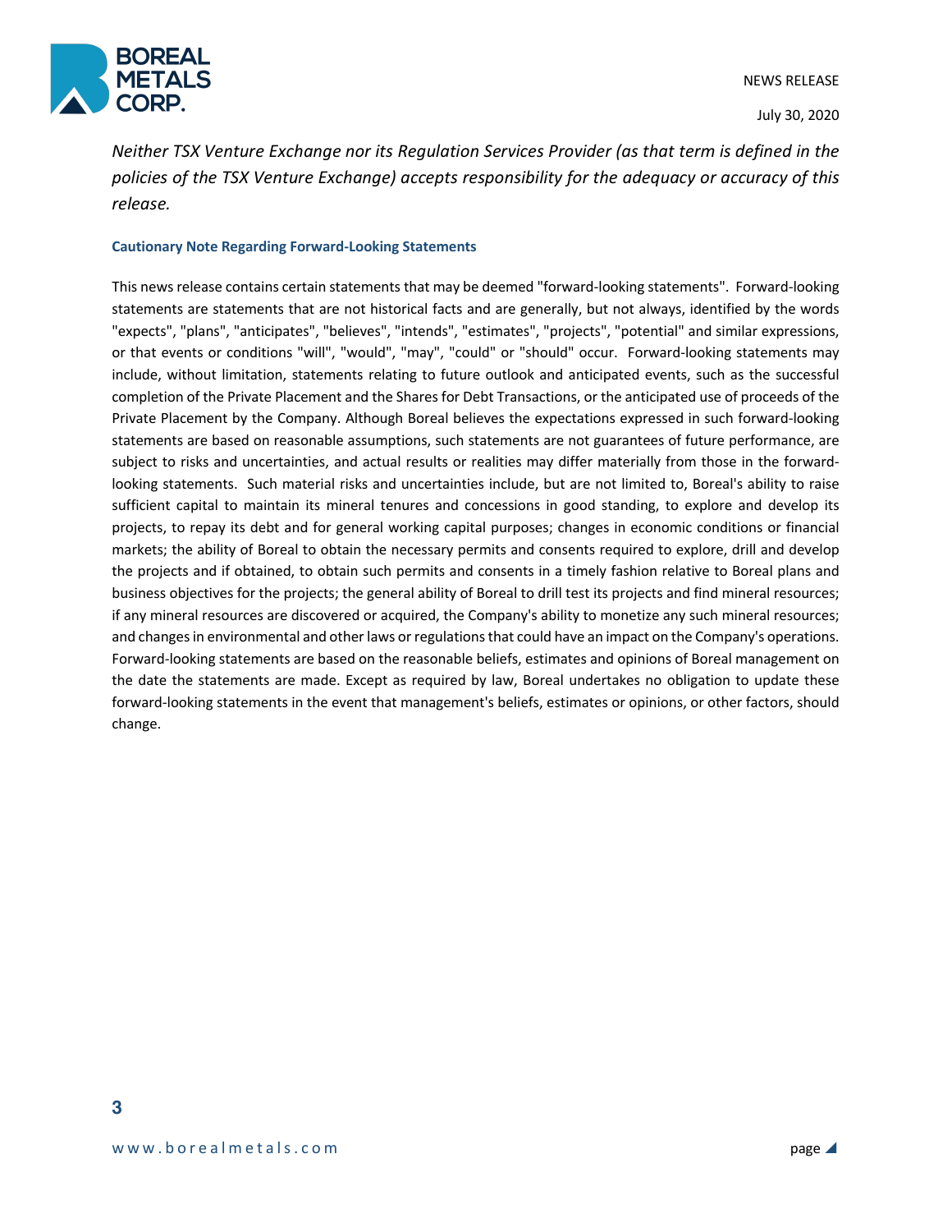*Neither TSX Venture Exchange nor its Regulation Services Provider (as that term is defined in the policies of the TSX Venture Exchange) accepts responsibility for the adequacy or accuracy of this release.*

#### Cautionary Note Regarding Forward-Looking Statements

This news release contains certain statements that may be deemed "forward-looking statements". Forward-looking statements are statements that are not historical facts and are generally, but not always, identified by the words "expects", "plans", "anticipates", "believes", "intends", "estimates", "projects", "potential" and similar expressions, or that events or conditions "will", "would", "may", "could" or "should" occur. Forward-looking statements may include, without limitation, statements relating to future outlook and anticipated events, such as the successful completion of the Private Placement and the Shares for Debt Transactions, or the anticipated use of proceeds of the Private Placement by the Company. Although Boreal believes the expectations expressed in such forward-looking statements are based on reasonable assumptions, such statements are not guarantees of future performance, are subject to risks and uncertainties, and actual results or realities may differ materially from those in the forward-looking statements. Such material risks and uncertainties include, but are not limited to, Boreal's ability to raise sufficient capital to maintain its mineral tenures and concessions in good standing, to explore and develop its projects, to repay its debt and for general working capital purposes; changes in economic conditions or financial markets; the ability of Boreal to obtain the necessary permits and consents required to explore, drill and develop the projects and if obtained, to obtain such permits and consents in a timely fashion relative to Boreal plans and business objectives for the projects; the general ability of Boreal to drill test its projects and find mineral resources; if any mineral resources are discovered or acquired, the Company's ability to monetize any such mineral resources; and changes in environmental and other laws or regulations that could have an impact on the Company's operations. Forward-looking statements are based on the reasonable beliefs, estimates and opinions of Boreal management on the date the statements are made. Except as required by law, Boreal undertakes no obligation to update these forward-looking statements in the event that management's beliefs, estimates or opinions, or other factors, should change.